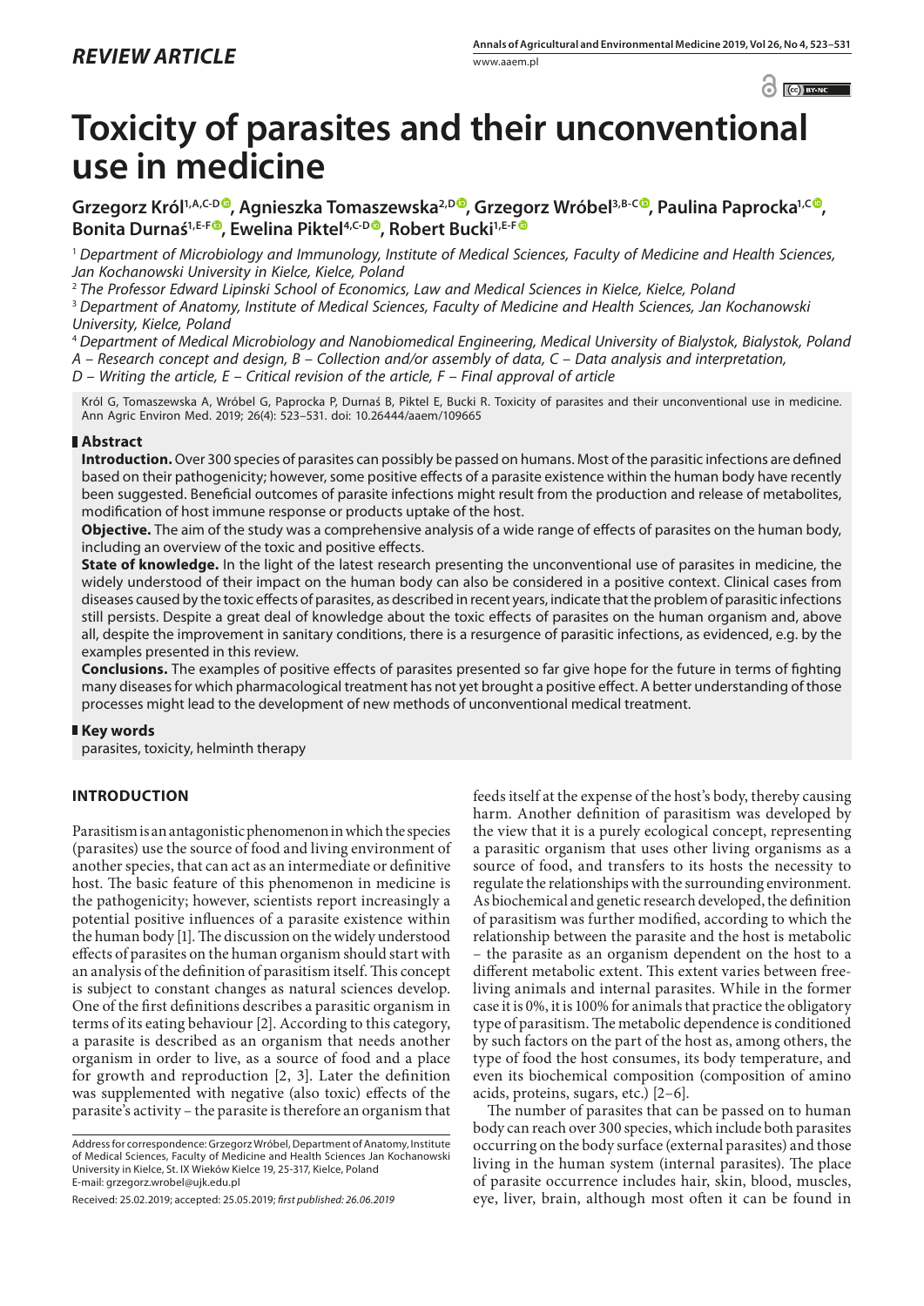*REVIEW ARTICLE*

# Toxicity of parasites and their unconventional use in medicine

**Grzegorz Król[1,A,C-D], Agnieszka Tomaszewska[2,D], Grzegorz Wróbel[3,B-C], Paulina Paprocka[1,C], Bonita Durnaś[1,E-F], Ewelina Piktel[4,C-D], Robert Bucki[1,E-F]**

[1] *Department of Microbiology and Immunology, Institute of Medical Sciences, Faculty of Medicine and Health Sciences, Jan Kochanowski University in Kielce, Kielce, Poland*

[2] *The Professor Edward Lipinski School of Economics, Law and Medical Sciences in Kielce, Kielce, Poland*

[3] *Department of Anatomy, Institute of Medical Sciences, Faculty of Medicine and Health Sciences, Jan Kochanowski University, Kielce, Poland*

[4] *Department of Medical Microbiology and Nanobiomedical Engineering, Medical University of Bialystok, Bialystok, Poland*

*A – Research concept and design, B – Collection and/or assembly of data, C – Data analysis and interpretation, D – Writing the article, E – Critical revision of the article, F – Final approval of article*

Król G, Tomaszewska A, Wróbel G, Paprocka P, Durnaś B, Piktel E, Bucki R. Toxicity of parasites and their unconventional use in medicine. Ann Agric Environ Med. 2019; 26(4): 523–531. doi: 10.26444/aaem/109665

## Abstract

**Introduction.** Over 300 species of parasites can possibly be passed on humans. Most of the parasitic infections are defined based on their pathogenicity; however, some positive effects of a parasite existence within the human body have recently been suggested. Beneficial outcomes of parasite infections might result from the production and release of metabolites, modification of host immune response or products uptake of the host.

**Objective.** The aim of the study was a comprehensive analysis of a wide range of effects of parasites on the human body, including an overview of the toxic and positive effects.

**State of knowledge.** In the light of the latest research presenting the unconventional use of parasites in medicine, the widely understood of their impact on the human body can also be considered in a positive context. Clinical cases from diseases caused by the toxic effects of parasites, as described in recent years, indicate that the problem of parasitic infections still persists. Despite a great deal of knowledge about the toxic effects of parasites on the human organism and, above all, despite the improvement in sanitary conditions, there is a resurgence of parasitic infections, as evidenced, e.g. by the examples presented in this review.

**Conclusions.** The examples of positive effects of parasites presented so far give hope for the future in terms of fighting many diseases for which pharmacological treatment has not yet brought a positive effect. A better understanding of those processes might lead to the development of new methods of unconventional medical treatment.

## Key words

parasites, toxicity, helminth therapy

## INTRODUCTION

Parasitism is an antagonistic phenomenon in which the species (parasites) use the source of food and living environment of another species, that can act as an intermediate or definitive host. The basic feature of this phenomenon in medicine is the pathogenicity; however, scientists report increasingly a potential positive influences of a parasite existence within the human body [1]. The discussion on the widely understood effects of parasites on the human organism should start with an analysis of the definition of parasitism itself. This concept is subject to constant changes as natural sciences develop. One of the first definitions describes a parasitic organism in terms of its eating behaviour [2]. According to this category, a parasite is described as an organism that needs another organism in order to live, as a source of food and a place for growth and reproduction [2, 3]. Later the definition was supplemented with negative (also toxic) effects of the parasite's activity – the parasite is therefore an organism that feeds itself at the expense of the host's body, thereby causing harm. Another definition of parasitism was developed by the view that it is a purely ecological concept, representing a parasitic organism that uses other living organisms as a source of food, and transfers to its hosts the necessity to regulate the relationships with the surrounding environment. As biochemical and genetic research developed, the definition of parasitism was further modified, according to which the relationship between the parasite and the host is metabolic – the parasite as an organism dependent on the host to a different metabolic extent. This extent varies between free-living animals and internal parasites. While in the former case it is 0%, it is 100% for animals that practice the obligatory type of parasitism. The metabolic dependence is conditioned by such factors on the part of the host as, among others, the type of food the host consumes, its body temperature, and even its biochemical composition (composition of amino acids, proteins, sugars, etc.) [2–6].

The number of parasites that can be passed on to human body can reach over 300 species, which include both parasites occurring on the body surface (external parasites) and those living in the human system (internal parasites). The place of parasite occurrence includes hair, skin, blood, muscles, eye, liver, brain, although most often it can be found in

Address for correspondence: Grzegorz Wróbel, Department of Anatomy, Institute of Medical Sciences, Faculty of Medicine and Health Sciences Jan Kochanowski University in Kielce, St. IX Wieków Kielce 19, 25-317, Kielce, Poland
E-mail: grzegorz.wrobel@ujk.edu.pl

Received: 25.02.2019; accepted: 25.05.2019; *first published: 26.06.2019*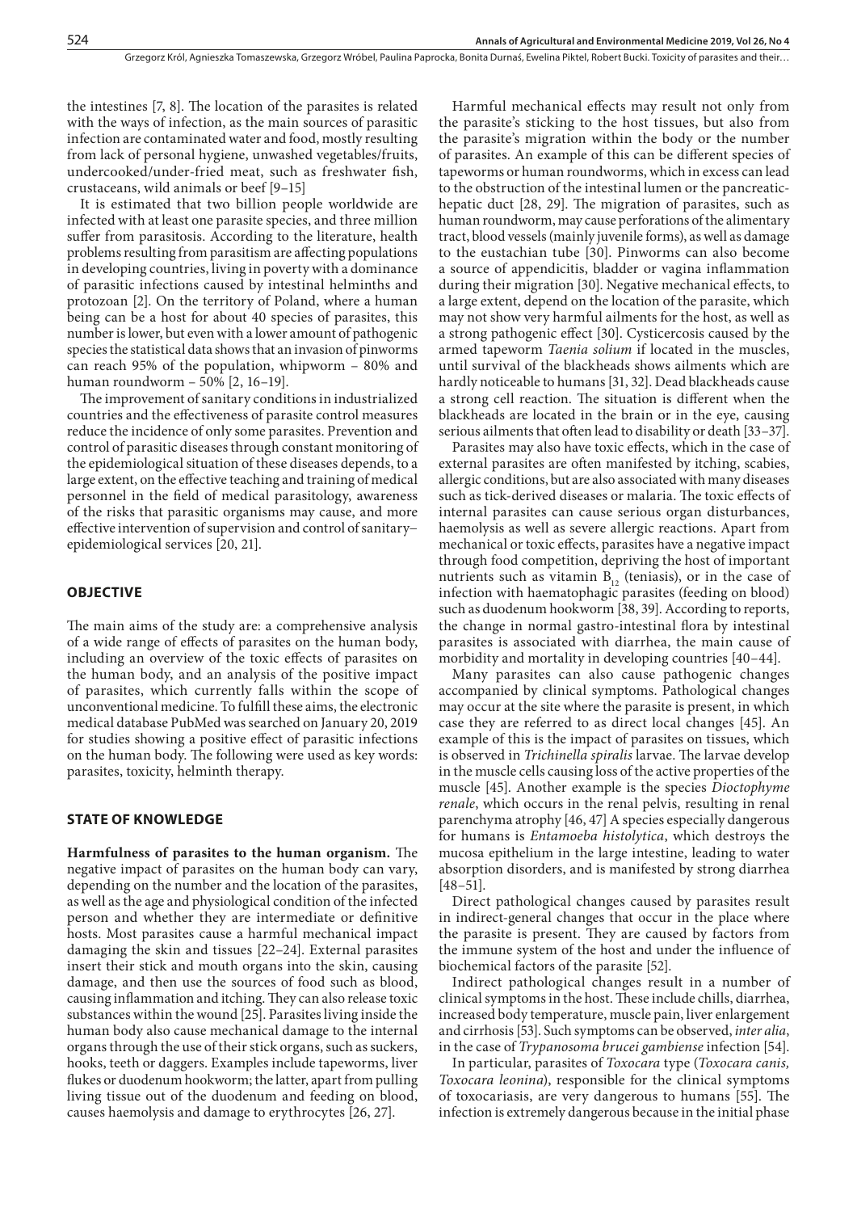the intestines [7, 8]. The location of the parasites is related with the ways of infection, as the main sources of parasitic infection are contaminated water and food, mostly resulting from lack of personal hygiene, unwashed vegetables/fruits, undercooked/under-fried meat, such as freshwater fish, crustaceans, wild animals or beef [9–15]

It is estimated that two billion people worldwide are infected with at least one parasite species, and three million suffer from parasitosis. According to the literature, health problems resulting from parasitism are affecting populations in developing countries, living in poverty with a dominance of parasitic infections caused by intestinal helminths and protozoan [2]. On the territory of Poland, where a human being can be a host for about 40 species of parasites, this number is lower, but even with a lower amount of pathogenic species the statistical data shows that an invasion of pinworms can reach 95% of the population, whipworm – 80% and human roundworm – 50% [2, 16–19].

The improvement of sanitary conditions in industrialized countries and the effectiveness of parasite control measures reduce the incidence of only some parasites. Prevention and control of parasitic diseases through constant monitoring of the epidemiological situation of these diseases depends, to a large extent, on the effective teaching and training of medical personnel in the field of medical parasitology, awareness of the risks that parasitic organisms may cause, and more effective intervention of supervision and control of sanitary–epidemiological services [20, 21].

## OBJECTIVE

The main aims of the study are: a comprehensive analysis of a wide range of effects of parasites on the human body, including an overview of the toxic effects of parasites on the human body, and an analysis of the positive impact of parasites, which currently falls within the scope of unconventional medicine. To fulfill these aims, the electronic medical database PubMed was searched on January 20, 2019 for studies showing a positive effect of parasitic infections on the human body. The following were used as key words: parasites, toxicity, helminth therapy.

## STATE OF KNOWLEDGE

**Harmfulness of parasites to the human organism.** The negative impact of parasites on the human body can vary, depending on the number and the location of the parasites, as well as the age and physiological condition of the infected person and whether they are intermediate or definitive hosts. Most parasites cause a harmful mechanical impact damaging the skin and tissues [22–24]. External parasites insert their stick and mouth organs into the skin, causing damage, and then use the sources of food such as blood, causing inflammation and itching. They can also release toxic substances within the wound [25]. Parasites living inside the human body also cause mechanical damage to the internal organs through the use of their stick organs, such as suckers, hooks, teeth or daggers. Examples include tapeworms, liver flukes or duodenum hookworm; the latter, apart from pulling living tissue out of the duodenum and feeding on blood, causes haemolysis and damage to erythrocytes [26, 27].

Harmful mechanical effects may result not only from the parasite's sticking to the host tissues, but also from the parasite's migration within the body or the number of parasites. An example of this can be different species of tapeworms or human roundworms, which in excess can lead to the obstruction of the intestinal lumen or the pancreatic-hepatic duct [28, 29]. The migration of parasites, such as human roundworm, may cause perforations of the alimentary tract, blood vessels (mainly juvenile forms), as well as damage to the eustachian tube [30]. Pinworms can also become a source of appendicitis, bladder or vagina inflammation during their migration [30]. Negative mechanical effects, to a large extent, depend on the location of the parasite, which may not show very harmful ailments for the host, as well as a strong pathogenic effect [30]. Cysticercosis caused by the armed tapeworm *Taenia solium* if located in the muscles, until survival of the blackheads shows ailments which are hardly noticeable to humans [31, 32]. Dead blackheads cause a strong cell reaction. The situation is different when the blackheads are located in the brain or in the eye, causing serious ailments that often lead to disability or death [33–37].

Parasites may also have toxic effects, which in the case of external parasites are often manifested by itching, scabies, allergic conditions, but are also associated with many diseases such as tick-derived diseases or malaria. The toxic effects of internal parasites can cause serious organ disturbances, haemolysis as well as severe allergic reactions. Apart from mechanical or toxic effects, parasites have a negative impact through food competition, depriving the host of important nutrients such as vitamin $B_{12}$ (teniasis), or in the case of infection with haematophagic parasites (feeding on blood) such as duodenum hookworm [38, 39]. According to reports, the change in normal gastro-intestinal flora by intestinal parasites is associated with diarrhea, the main cause of morbidity and mortality in developing countries [40–44].

Many parasites can also cause pathogenic changes accompanied by clinical symptoms. Pathological changes may occur at the site where the parasite is present, in which case they are referred to as direct local changes [45]. An example of this is the impact of parasites on tissues, which is observed in *Trichinella spiralis* larvae. The larvae develop in the muscle cells causing loss of the active properties of the muscle [45]. Another example is the species *Dioctophyme renale*, which occurs in the renal pelvis, resulting in renal parenchyma atrophy [46, 47] A species especially dangerous for humans is *Entamoeba histolytica*, which destroys the mucosa epithelium in the large intestine, leading to water absorption disorders, and is manifested by strong diarrhea [48–51].

Direct pathological changes caused by parasites result in indirect-general changes that occur in the place where the parasite is present. They are caused by factors from the immune system of the host and under the influence of biochemical factors of the parasite [52].

Indirect pathological changes result in a number of clinical symptoms in the host. These include chills, diarrhea, increased body temperature, muscle pain, liver enlargement and cirrhosis [53]. Such symptoms can be observed, *inter alia*, in the case of *Trypanosoma brucei gambiense* infection [54].

In particular, parasites of *Toxocara* type (*Toxocara canis, Toxocara leonina*), responsible for the clinical symptoms of toxocariasis, are very dangerous to humans [55]. The infection is extremely dangerous because in the initial phase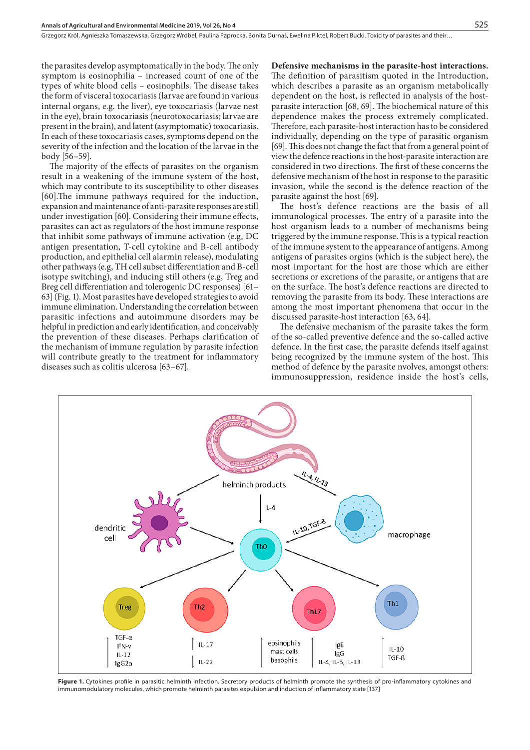the parasites develop asymptotically in the body. The only symptom is eosinophilia – increased count of one of the types of white blood cells – eosinophils. The disease takes the form of visceral toxocariasis (larvae are found in various internal organs, e.g. the liver), eye toxocariasis (larvae nest in the eye), brain toxocariasis (neurotoxocariasis; larvae are present in the brain), and latent (asymptomatic) toxocariasis. In each of these toxocariasis cases, symptoms depend on the severity of the infection and the location of the larvae in the body [56–59].

The majority of the effects of parasites on the organism result in a weakening of the immune system of the host, which may contribute to its susceptibility to other diseases [60].The immune pathways required for the induction, expansion and maintenance of anti-parasite responses are still under investigation [60]. Considering their immune effects, parasites can act as regulators of the host immune response that inhibit some pathways of immune activation (e.g, DC antigen presentation, T-cell cytokine and B-cell antibody production, and epithelial cell alarmin release), modulating other pathways (e.g, TH cell subset differentiation and B-cell isotype switching), and inducing still others (e.g, Treg and Breg cell differentiation and tolerogenic DC responses) [61–63] (Fig. 1). Most parasites have developed strategies to avoid immune elimination. Understanding the correlation between parasitic infections and autoimmune disorders may be helpful in prediction and early identification, and conceivably the prevention of these diseases. Perhaps clarification of the mechanism of immune regulation by parasite infection will contribute greatly to the treatment for inflammatory diseases such as colitis ulcerosa [63–67].

**Defensive mechanisms in the parasite-host interactions.** The definition of parasitism quoted in the Introduction, which describes a parasite as an organism metabolically dependent on the host, is reflected in analysis of the host-parasite interaction [68, 69]. The biochemical nature of this dependence makes the process extremely complicated. Therefore, each parasite-host interaction has to be considered individually, depending on the type of parasitic organism [69]. This does not change the fact that from a general point of view the defence reactions in the host-parasite interaction are considered in two directions. The first of these concerns the defensive mechanism of the host in response to the parasitic invasion, while the second is the defence reaction of the parasite against the host [69].

The host's defence reactions are the basis of all immunological processes. The entry of a parasite into the host organism leads to a number of mechanisms being triggered by the immune response. This is a typical reaction of the immune system to the appearance of antigens. Among antigens of parasites orgins (which is the subject here), the most important for the host are those which are either secretions or excretions of the parasite, or antigens that are on the surface. The host's defence reactions are directed to removing the parasite from its body. These interactions are among the most important phenomena that occur in the discussed parasite-host interaction [63, 64].

The defensive mechanism of the parasite takes the form of the so-called preventive defence and the so-called active defence. In the first case, the parasite defends itself against being recognized by the immune system of the host. This method of defence by the parasite nvolves, amongst others: immunosuppression, residence inside the host's cells,

**Figure 1.** Cytokines profile in parasitic helminth infection. Secretory products of helminth promote the synthesis of pro-inflammatory cytokines and immunomodulatory molecules, which promote helminth parasites expulsion and induction of inflammatory state [137]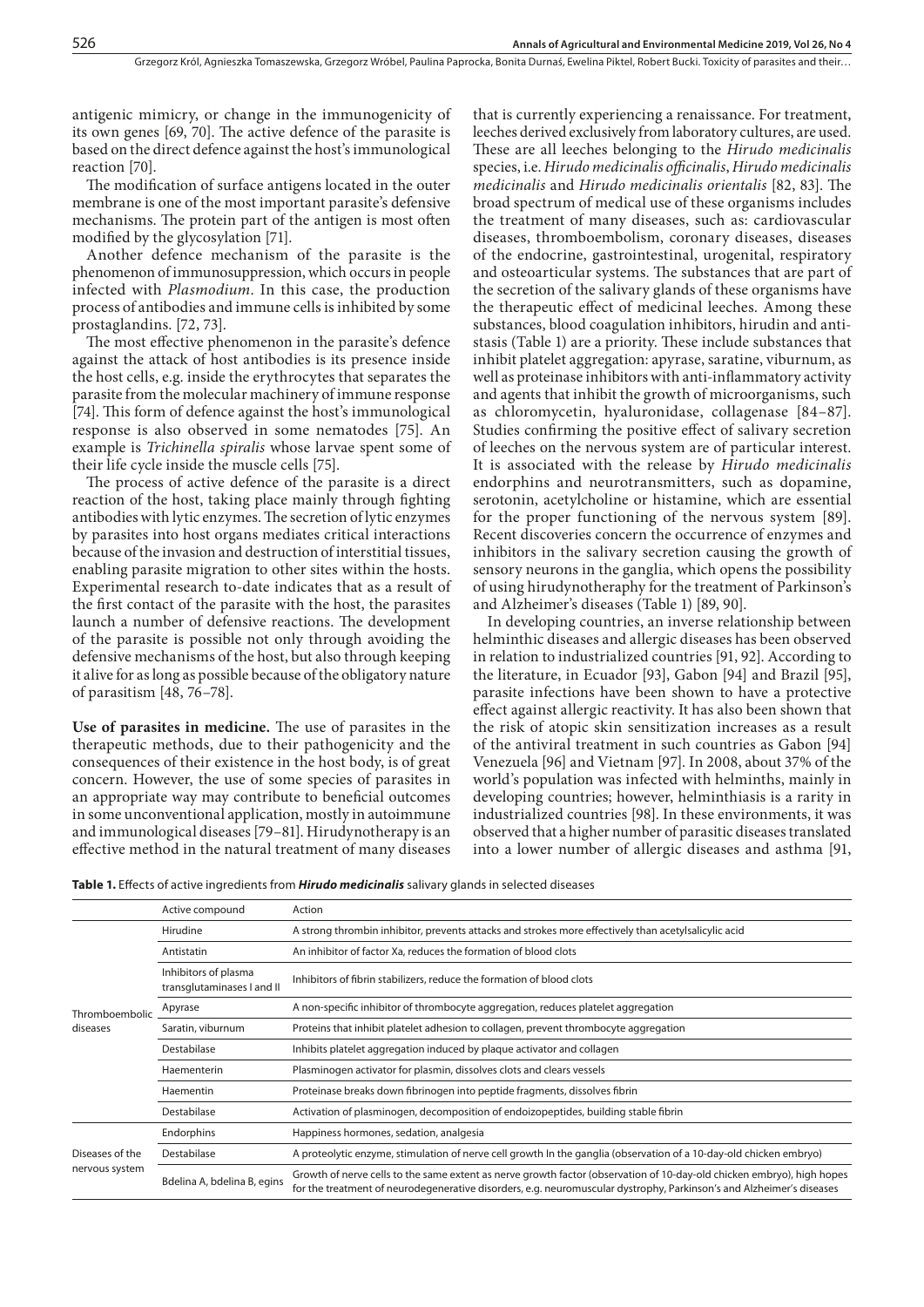antigenic mimicry, or change in the immunogenicity of its own genes [69, 70]. The active defence of the parasite is based on the direct defence against the host's immunological reaction [70].

The modification of surface antigens located in the outer membrane is one of the most important parasite's defensive mechanisms. The protein part of the antigen is most often modified by the glycosylation [71].

Another defence mechanism of the parasite is the phenomenon of immunosuppression, which occurs in people infected with *Plasmodium*. In this case, the production process of antibodies and immune cells is inhibited by some prostaglandins. [72, 73].

The most effective phenomenon in the parasite's defence against the attack of host antibodies is its presence inside the host cells, e.g. inside the erythrocytes that separates the parasite from the molecular machinery of immune response [74]. This form of defence against the host's immunological response is also observed in some nematodes [75]. An example is *Trichinella spiralis* whose larvae spent some of their life cycle inside the muscle cells [75].

The process of active defence of the parasite is a direct reaction of the host, taking place mainly through fighting antibodies with lytic enzymes. The secretion of lytic enzymes by parasites into host organs mediates critical interactions because of the invasion and destruction of interstitial tissues, enabling parasite migration to other sites within the hosts. Experimental research to-date indicates that as a result of the first contact of the parasite with the host, the parasites launch a number of defensive reactions. The development of the parasite is possible not only through avoiding the defensive mechanisms of the host, but also through keeping it alive for as long as possible because of the obligatory nature of parasitism [48, 76–78].

**Use of parasites in medicine.** The use of parasites in the therapeutic methods, due to their pathogenicity and the consequences of their existence in the host body, is of great concern. However, the use of some species of parasites in an appropriate way may contribute to beneficial outcomes in some unconventional application, mostly in autoimmune and immunological diseases [79–81]. Hirudynotherapy is an effective method in the natural treatment of many diseases that is currently experiencing a renaissance. For treatment, leeches derived exclusively from laboratory cultures, are used. These are all leeches belonging to the *Hirudo medicinalis* species, i.e. *Hirudo medicinalis officinalis*, *Hirudo medicinalis medicinalis* and *Hirudo medicinalis orientalis* [82, 83]. The broad spectrum of medical use of these organisms includes the treatment of many diseases, such as: cardiovascular diseases, thromboembolism, coronary diseases, diseases of the endocrine, gastrointestinal, urogenital, respiratory and osteoarticular systems. The substances that are part of the secretion of the salivary glands of these organisms have the therapeutic effect of medicinal leeches. Among these substances, blood coagulation inhibitors, hirudin and anti-stasis (Table 1) are a priority. These include substances that inhibit platelet aggregation: apyrase, saratine, viburnum, as well as proteinase inhibitors with anti-inflammatory activity and agents that inhibit the growth of microorganisms, such as chloromycetin, hyaluronidase, collagenase [84–87]. Studies confirming the positive effect of salivary secretion of leeches on the nervous system are of particular interest. It is associated with the release by *Hirudo medicinalis* endorphins and neurotransmitters, such as dopamine, serotonin, acetylcholine or histamine, which are essential for the proper functioning of the nervous system [89]. Recent discoveries concern the occurrence of enzymes and inhibitors in the salivary secretion causing the growth of sensory neurons in the ganglia, which opens the possibility of using hirudynotheraphy for the treatment of Parkinson's and Alzheimer's diseases (Table 1) [89, 90].

In developing countries, an inverse relationship between helminthic diseases and allergic diseases has been observed in relation to industrialized countries [91, 92]. According to the literature, in Ecuador [93], Gabon [94] and Brazil [95], parasite infections have been shown to have a protective effect against allergic reactivity. It has also been shown that the risk of atopic skin sensitization increases as a result of the antiviral treatment in such countries as Gabon [94] Venezuela [96] and Vietnam [97]. In 2008, about 37% of the world's population was infected with helminths, mainly in developing countries; however, helminthiasis is a rarity in industrialized countries [98]. In these environments, it was observed that a higher number of parasitic diseases translated into a lower number of allergic diseases and asthma [91,

**Table 1.** Effects of active ingredients from ***Hirudo medicinalis*** salivary glands in selected diseases

| | Active compound | Action |
|---|---|---|
| Thromboembolic diseases | Hirudine | A strong thrombin inhibitor, prevents attacks and strokes more effectively than acetylsalicylic acid |
| | Antistatin | An inhibitor of factor Xa, reduces the formation of blood clots |
| | Inhibitors of plasma transglutaminases I and II | Inhibitors of fibrin stabilizers, reduce the formation of blood clots |
| | Apyrase | A non-specific inhibitor of thrombocyte aggregation, reduces platelet aggregation |
| | Saratin, viburnum | Proteins that inhibit platelet adhesion to collagen, prevent thrombocyte aggregation |
| | Destabilase | Inhibits platelet aggregation induced by plaque activator and collagen |
| | Haementerin | Plasminogen activator for plasmin, dissolves clots and clears vessels |
| | Haementin | Proteinase breaks down fibrinogen into peptide fragments, dissolves fibrin |
| | Destabilase | Activation of plasminogen, decomposition of endoizopeptides, building stable fibrin |
| Diseases of the nervous system | Endorphins | Happiness hormones, sedation, analgesia |
| | Destabilase | A proteolytic enzyme, stimulation of nerve cell growth In the ganglia (observation of a 10-day-old chicken embryo) |
| | Bdelina A, bdelina B, egins | Growth of nerve cells to the same extent as nerve growth factor (observation of 10-day-old chicken embryo), high hopes for the treatment of neurodegenerative disorders, e.g. neuromuscular dystrophy, Parkinson's and Alzheimer's diseases |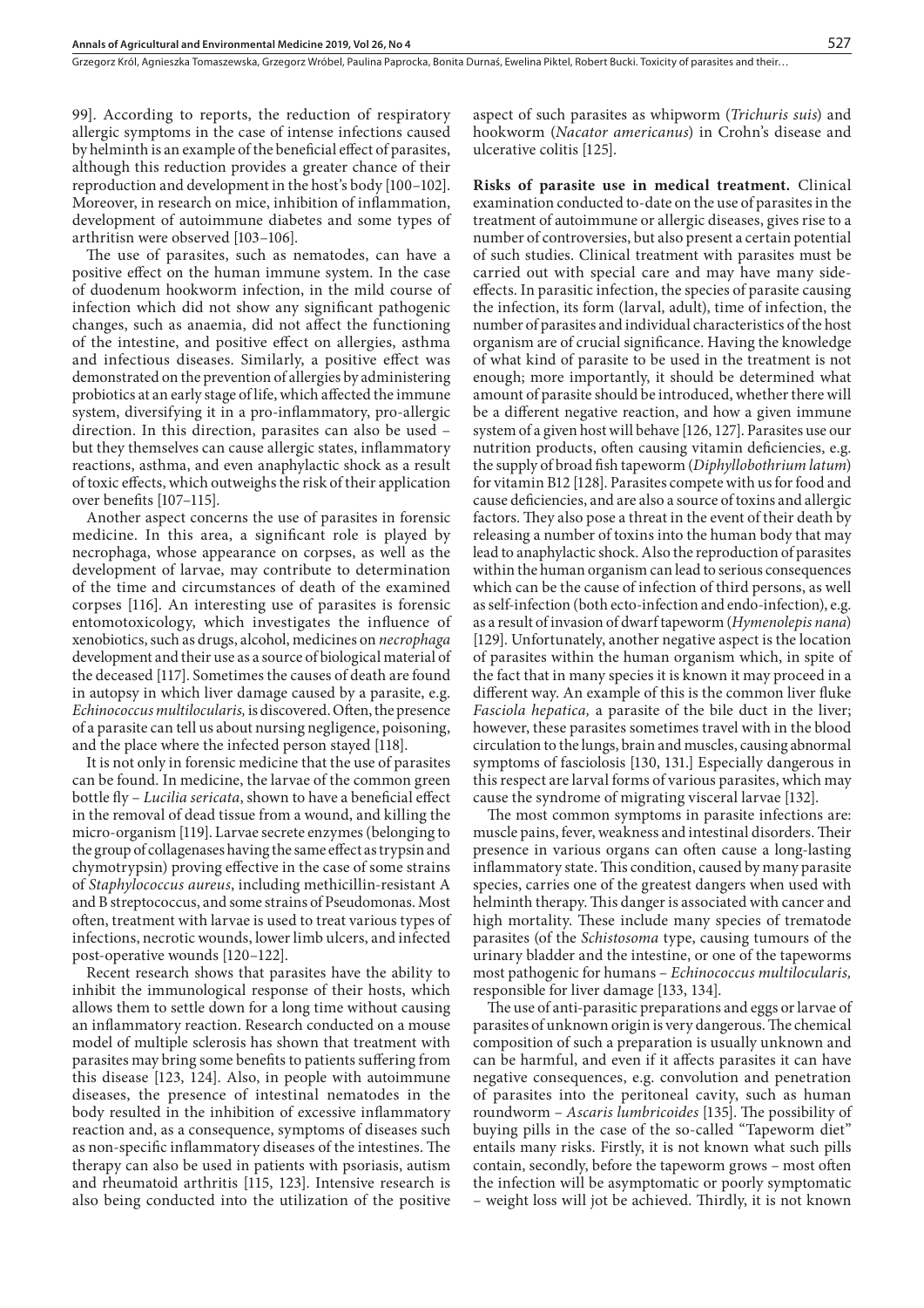99]. According to reports, the reduction of respiratory allergic symptoms in the case of intense infections caused by helminth is an example of the beneficial effect of parasites, although this reduction provides a greater chance of their reproduction and development in the host's body [100–102]. Moreover, in research on mice, inhibition of inflammation, development of autoimmune diabetes and some types of arthritisn were observed [103–106].

The use of parasites, such as nematodes, can have a positive effect on the human immune system. In the case of duodenum hookworm infection, in the mild course of infection which did not show any significant pathogenic changes, such as anaemia, did not affect the functioning of the intestine, and positive effect on allergies, asthma and infectious diseases. Similarly, a positive effect was demonstrated on the prevention of allergies by administering probiotics at an early stage of life, which affected the immune system, diversifying it in a pro-inflammatory, pro-allergic direction. In this direction, parasites can also be used – but they themselves can cause allergic states, inflammatory reactions, asthma, and even anaphylactic shock as a result of toxic effects, which outweighs the risk of their application over benefits [107–115].

Another aspect concerns the use of parasites in forensic medicine. In this area, a significant role is played by necrophaga, whose appearance on corpses, as well as the development of larvae, may contribute to determination of the time and circumstances of death of the examined corpses [116]. An interesting use of parasites is forensic entomotoxicology, which investigates the influence of xenobiotics, such as drugs, alcohol, medicines on *necrophaga* development and their use as a source of biological material of the deceased [117]. Sometimes the causes of death are found in autopsy in which liver damage caused by a parasite, e.g. *Echinococcus multilocularis,* is discovered. Often, the presence of a parasite can tell us about nursing negligence, poisoning, and the place where the infected person stayed [118].

It is not only in forensic medicine that the use of parasites can be found. In medicine, the larvae of the common green bottle fly – *Lucilia sericata*, shown to have a beneficial effect in the removal of dead tissue from a wound, and killing the micro-organism [119]. Larvae secrete enzymes (belonging to the group of collagenases having the same effect as trypsin and chymotrypsin) proving effective in the case of some strains of *Staphylococcus aureus*, including methicillin-resistant A and B streptococcus, and some strains of Pseudomonas. Most often, treatment with larvae is used to treat various types of infections, necrotic wounds, lower limb ulcers, and infected post-operative wounds [120–122].

Recent research shows that parasites have the ability to inhibit the immunological response of their hosts, which allows them to settle down for a long time without causing an inflammatory reaction. Research conducted on a mouse model of multiple sclerosis has shown that treatment with parasites may bring some benefits to patients suffering from this disease [123, 124]. Also, in people with autoimmune diseases, the presence of intestinal nematodes in the body resulted in the inhibition of excessive inflammatory reaction and, as a consequence, symptoms of diseases such as non-specific inflammatory diseases of the intestines. The therapy can also be used in patients with psoriasis, autism and rheumatoid arthritis [115, 123]. Intensive research is also being conducted into the utilization of the positive aspect of such parasites as whipworm (*Trichuris suis*) and hookworm (*Nacator americanus*) in Crohn's disease and ulcerative colitis [125].

**Risks of parasite use in medical treatment.** Clinical examination conducted to-date on the use of parasites in the treatment of autoimmune or allergic diseases, gives rise to a number of controversies, but also present a certain potential of such studies. Clinical treatment with parasites must be carried out with special care and may have many side-effects. In parasitic infection, the species of parasite causing the infection, its form (larval, adult), time of infection, the number of parasites and individual characteristics of the host organism are of crucial significance. Having the knowledge of what kind of parasite to be used in the treatment is not enough; more importantly, it should be determined what amount of parasite should be introduced, whether there will be a different negative reaction, and how a given immune system of a given host will behave [126, 127]. Parasites use our nutrition products, often causing vitamin deficiencies, e.g. the supply of broad fish tapeworm (*Diphyllobothrium latum*) for vitamin B12 [128]. Parasites compete with us for food and cause deficiencies, and are also a source of toxins and allergic factors. They also pose a threat in the event of their death by releasing a number of toxins into the human body that may lead to anaphylactic shock. Also the reproduction of parasites within the human organism can lead to serious consequences which can be the cause of infection of third persons, as well as self-infection (both ecto-infection and endo-infection), e.g. as a result of invasion of dwarf tapeworm (*Hymenolepis nana*) [129]. Unfortunately, another negative aspect is the location of parasites within the human organism which, in spite of the fact that in many species it is known it may proceed in a different way. An example of this is the common liver fluke *Fasciola hepatica,* a parasite of the bile duct in the liver; however, these parasites sometimes travel with in the blood circulation to the lungs, brain and muscles, causing abnormal symptoms of fasciolosis [130, 131.] Especially dangerous in this respect are larval forms of various parasites, which may cause the syndrome of migrating visceral larvae [132].

The most common symptoms in parasite infections are: muscle pains, fever, weakness and intestinal disorders. Their presence in various organs can often cause a long-lasting inflammatory state. This condition, caused by many parasite species, carries one of the greatest dangers when used with helminth therapy. This danger is associated with cancer and high mortality. These include many species of trematode parasites (of the *Schistosoma* type, causing tumours of the urinary bladder and the intestine, or one of the tapeworms most pathogenic for humans – *Echinococcus multilocularis,* responsible for liver damage [133, 134].

The use of anti-parasitic preparations and eggs or larvae of parasites of unknown origin is very dangerous. The chemical composition of such a preparation is usually unknown and can be harmful, and even if it affects parasites it can have negative consequences, e.g. convolution and penetration of parasites into the peritoneal cavity, such as human roundworm – *Ascaris lumbricoides* [135]. The possibility of buying pills in the case of the so-called "Tapeworm diet" entails many risks. Firstly, it is not known what such pills contain, secondly, before the tapeworm grows – most often the infection will be asymptomatic or poorly symptomatic – weight loss will jot be achieved. Thirdly, it is not known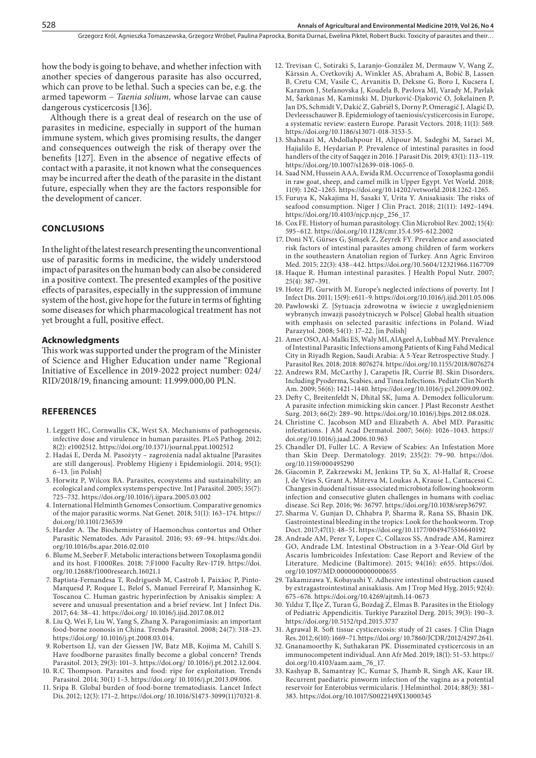how the body is going to behave, and whether infection with another species of dangerous parasite has also occurred, which can prove to be lethal. Such a species can be, e.g. the armed tapeworm – *Taenia solium,* whose larvae can cause dangerous cysticercosis [136].

Although there is a great deal of research on the use of parasites in medicine, especially in support of the human immune system, which gives promising results, the danger and consequences outweigh the risk of therapy over the benefits [127]. Even in the absence of negative effects of contact with a parasite, it not known what the consequences may be incurred after the death of the parasite in the distant future, especially when they are the factors responsible for the development of cancer.

## CONCLUSIONS

In the light of the latest research presenting the unconventional use of parasitic forms in medicine, the widely understood impact of parasites on the human body can also be considered in a positive context. The presented examples of the positive effects of parasites, especially in the suppression of immune system of the host, give hope for the future in terms of fighting some diseases for which pharmacological treatment has not yet brought a full, positive effect.

### Acknowledgments

This work was supported under the program of the Minister of Science and Higher Education under name "Regional Initiative of Excellence in 2019-2022 project number: 024/RID/2018/19, financing amount: 11.999.000,00 PLN.

## REFERENCES

1. Leggett HC, Cornwallis CK, West SA. Mechanisms of pathogenesis, infective dose and virulence in human parasites. PLoS Pathog. 2012; 8(2): e1002512. https://doi.org/10.1371/journal.ppat.1002512
2. Hadaś E, Derda M. Pasożyty – zagrożenia nadal aktualne [Parasites are still dangerous]. Problemy Higieny i Epidemiologii. 2014; 95(1): 6–13. [in Polish]
3. Horwitz P, Wilcox BA. Parasites, ecosystems and sustainability: an ecological and complex systems perspective. Int J Parasitol. 2005; 35(7): 725–732. https://doi.org/10.1016/j.ijpara.2005.03.002
4. International Helminth Genomes Consortium. Comparative genomics of the major parasitic worms. Nat Genet. 2018; 51(1): 163–174. https://doi.org/10.1101/236539
5. Harder A. The Biochemistry of Haemonchus contortus and Other Parasitic Nematodes. Adv Parasitol. 2016; 93: 69–94. https://dx.doi.org/10.1016/bs.apar.2016.02.010
6. Blume M, Seeber F. Metabolic interactions between Toxoplasma gondii and its host. F1000Res. 2018; 7:F1000 Faculty Rev-1719. https://doi.org/10.12688/f1000research.16021.1
7. Baptista-Fernandesa T, Rodriguesb M, Castrob I, Paixãoc P, Pinto-Marquesd P, Roquee L, Belof S, Manuel Ferreiraf P, Mansinhog K, Toscanoa C. Human gastric hyperinfection by Anisakis simplex: A severe and unusual presentation and a brief review. Int J Infect Dis. 2017; 64: 38–41. https://doi.org/ 10.1016/j.ijid.2017.08.012
8. Liu Q, Wei F, Liu W, Yang S, Zhang X. Paragonimiasis: an important food-borne zoonosis in China. Trends Parasitol. 2008; 24(7): 318–23. https://doi.org/ 10.1016/j.pt.2008.03.014.
9. Robertson LJ, van der Giessen JW, Batz MB, Kojima M, Cahill S. Have foodborne parasites finally become a global concern? Trends Parasitol. 2013; 29(3): 101–3. https://doi.org/ 10.1016/j.pt.2012.12.004.
10. R.C Thompson. Parasites and food: ripe for exploitation. Trends Parasitol. 2014; 30(1) 1–3. https://doi.org/ 10.1016/j.pt.2013.09.006.
11. Sripa B. Global burden of food-borne trematodiasis. Lancet Infect Dis. 2012; 12(3): 171–2. https://doi.org/ 10.1016/S1473-3099(11)70321-8.
12. Trevisan C, Sotiraki S, Laranjo-González M, Dermauw V, Wang Z, Kärssin A, Cvetkovikj A, Winkler AS, Abraham A, Bobić B, Lassen B, Cretu CM, Vasile C, Arvanitis D, Deksne G, Boro I, Kucsera I, Karamon J, Stefanovska J, Koudela B, Pavlova MJ, Varady M, Pavlak M, Šarkūnas M, Kaminski M, Djurković-Djaković O, Jokelainen P, Jan DS, Schmidt V, Dakić Z, Gabriël S, Dorny P, Omeragić J, Alagić D, Devleesschauwer B. Epidemiology of taeniosis/cysticercosis in Europe, a systematic review: eastern Europe. Parasit Vectors. 2018; 11(1): 569. https://doi.org/10.1186/s13071-018-3153-5.
13. Shahnazi M, Abdollahpour H, Alipour M, Sadeghi M, Saraei M, Hajialilo E, Heydarian P. Prevalence of intestinal parasites in food handlers of the city of Saqqez in 2016. J Parasit Dis. 2019; 43(1): 113–119. https://doi.org/10.1007/s12639-018-1065-0.
14. Saad NM, Hussein AAA, Ewida RM. Occurrence of Toxoplasma gondii in raw goat, sheep, and camel milk in Upper Egypt. Vet World. 2018; 11(9): 1262–1265. https://doi.org/10.14202/vetworld.2018.1262-1265.
15. Furuya K, Nakajima H, Sasaki Y, Urita Y. Anisakiasis: The risks of seafood consumption. Niger J Clin Pract. 2018; 21(11): 1492–1494. https://doi.org/10.4103/njcp.njcp_256_17.
16. Cox FE. History of human parasitology. Clin Microbiol Rev. 2002; 15(4): 595–612. https://doi.org/10.1128/cmr.15.4.595-612.2002
17. Doni NY, Gürses G, Şimşek Z, Zeyrek FY. Prevalence and associated risk factors of intestinal parasites among children of farm workers in the southeastern Anatolian region of Turkey. Ann Agric Environ Med. 2015; 22(3): 438–442. https://doi.org/10.5604/12321966.1167709
18. Haque R. Human intestinal parasites. J Health Popul Nutr. 2007; 25(4): 387–391.
19. Hotez PJ, Gurwith M. Europe's neglected infections of poverty. Int J Infect Dis. 2011; 15(9): e611–9. https://doi.org/10.1016/j.ijid.2011.05.006
20. Pawłowski Z. [Sytuacja zdrowotna w świecie z uwzględnieniem wybranych inwazji pasożytniczych w Polsce] Global health situation with emphasis on selected parasitic infections in Poland. Wiad Parazytol. 2008; 54(1): 17–22. [in Polish]
21. Amer OSO, Al-Malki ES, Waly MI, AlAgeel A, Lubbad MY. Prevalence of Intestinal Parasitic Infections among Patients of King Fahd Medical City in Riyadh Region, Saudi Arabia: A 5-Year Retrospective Study. J Parasitol Res. 2018; 2018: 8076274. https://doi.org/10.1155/2018/8076274
22. Andrews RM, McCarthy J, Carapetis JR, Currie BJ. Skin Disorders, Including Pyoderma, Scabies, and Tinea Infections. Pediatr Clin North Am. 2009; 56(6): 1421–1440. https://doi.org/10.1016/j.pcl.2009.09.002.
23. Defty C, Breitenfeldt N, Dhital SK, Juma A. Demodex folliculorum: A parasite infection mimicking skin cancer. J Plast Reconstr Aesthet Surg. 2013; 66(2): 289–90. https://doi.org/10.1016/j.bjps.2012.08.028.
24. Christine C. Jacobson MD and Elizabeth A. Abel MD. Parasitic infestations. J AM Acad Dermatol. 2007; 56(6): 1026–1043. https://doi.org/10.1016/j.jaad.2006.10.963
25. Chandler DJ, Fuller LC. A Review of Scabies: An Infestation More than Skin Deep. Dermatology. 2019; 235(2): 79–90. https://doi.org/10.1159/000495290
26. Giacomin P, Zakrzewski M, Jenkins TP, Su X, Al-Hallaf R, Croese J, de Vries S, Grant A, Mitreva M, Loukas A, Krause L, Cantacessi C. Changes in duodenal tissue-associated microbiota following hookworm infection and consecutive gluten challenges in humans with coeliac disease. Sci Rep. 2016; 96: 36797. https://doi.org/10.1038/srep36797.
27. Sharma V, Gunjan D, Chhabra P, Sharma R, Rana SS, Bhasin DK. Gastrointestinal bleeding in the tropics: Look for the hookworm. Trop Doct. 2017;47(1): 48–51. https://doi.org/10.1177/0049475516640192
28. Andrade AM, Perez Y, Lopez C, Collazos SS, Andrade AM, Ramirez GO, Andrade LM. Intestinal Obstruction in a 3-Year-Old Girl by Ascaris lumbricoides Infestation: Case Report and Review of the Literature. Medicine (Baltimore). 2015; 94(16): e655. https://doi.org/10.1097/MD.0000000000000655
29. Takamizawa Y, Kobayashi Y. Adhesive intestinal obstruction caused by extragastrointestinal anisakiasis. Am J Trop Med Hyg. 2015; 92(4): 675–676. https://doi.org/10.4269/ajtmh.14-0673
30. Yıldız T, İlçe Z, Turan G, Bozdağ Z, Elmas B. Parasites in the Etiology of Pediatric Appendicitis. Turkiye Parazitol Derg. 2015; 39(3): 190–3. https://doi.org/10.5152/tpd.2015.3737
31. Agrawal R. Soft tissue cysticercosis: study of 21 cases. J Clin Diagn Res. 2012; 6(10): 1669–71. https://doi.org/ 10.7860/JCDR/2012/4297.2641.
32. Gnanamoorthy K, Suthakaran PK. Disseminated cysticercosis in an immunocompetent individual. Ann Afr Med. 2019; 18(1): 51–53. https://doi.org/10.4103/aam.aam_76_17.
33. Kashyap B, Samantray JC, Kumar S, Jhamb R, Singh AK, Kaur IR. Recurrent paediatric pinworm infection of the vagina as a potential reservoir for Enterobius vermicularis. J Helminthol. 2014; 88(3): 381–383. https://doi.org/10.1017/S0022149X13000345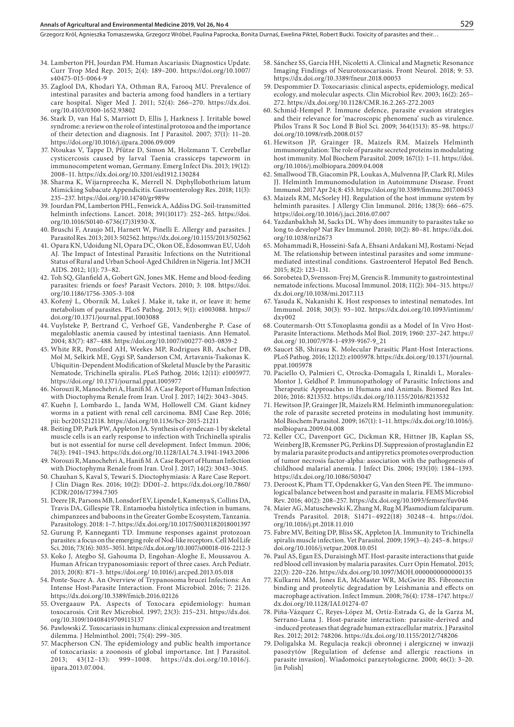34. Lamberton PH, Jourdan PM. Human Ascariasis: Diagnostics Update. Curr Trop Med Rep. 2015; 2(4): 189–200. https://doi.org/10.1007/s40475-015-0064-9
35. Zaglool DA, Khodari YA, Othman RA, Farooq MU. Prevalence of intestinal parasites and bacteria among food handlers in a tertiary care hospital. Niger Med J. 2011; 52(4): 266–270. https://dx.doi.org/10.4103/0300-1652.93802
36. Stark D, van Hal S, Marriott D, Ellis J, Harkness J. Irritable bowel syndrome: a review on the role of intestinal protozoa and the importance of their detection and diagnosis. Int J Parasitol. 2007; 37(1): 11–20. https://doi.org/10.1016/j.ijpara.2006.09.009
37. Ntoukas V, Tappe D, Pfütze D, Simon M, Holzmann T. Cerebellar cysticercosis caused by larval Taenia crassiceps tapeworm in immunocompetent woman, Germany. Emerg Infect Dis. 2013; 19(12): 2008–11. https://dx.doi.org/10.3201/eid1912.130284
38. Sharma K, Wijarnpreecha K, Merrell N. Diphyllobothrium latum Mimicking Subacute Appendicitis. Gastroenterology Res. 2018; 11(3): 235–237. https://doi.org/10.14740/gr989w
39. Jourdan PM, Lamberton PHL, Fenwick A, Addiss DG. Soil-transmitted helminth infections. Lancet. 2018; 391(10117): 252–265. https://doi.org/10.1016/S0140-6736(17)31930-X.
40. Bruschi F, Araujo MI, Harnett W, Pinelli E. Allergy and parasites. J Parasitol Res. 2013; 2013: 502562. https://dx.doi.org/10.1155/2013/502562
41. Opara KN, Udoidung NI, Opara DC, Okon OE, Edosomwan EU, Udoh AJ. The Impact of Intestinal Parasitic Infections on the Nutritional Status of Rural and Urban School-Aged Children in Nigeria. Int J MCH AIDS. 2012; 1(1): 73–82.
42. Toh SQ, Glanfield A, Gobert GN, Jones MK. Heme and blood-feeding parasites: friends or foes? Parasit Vectors. 2010; 3: 108. https://doi.org/10.1186/1756-3305-3-108
43. Kořený L, Oborník M, Lukeš J. Make it, take it, or leave it: heme metabolism of parasites. PLoS Pathog. 2013; 9(1): e1003088. https://doi.org/10.1371/journal.ppat.1003088
44. Vuylsteke P, Bertrand C, Verhoef GE, Vandenberghe P. Case of megaloblastic anemia caused by intestinal taeniasis. Ann Hematol. 2004; 83(7): 487–488. https://doi.org/10.1007/s00277-003-0839-2
45. White RR, Ponsford AH, Weekes MP, Rodrigues RB, Ascher DB, Mol M, Selkirk ME, Gygi SP, Sanderson CM, Artavanis-Tsakonas K. Ubiquitin-Dependent Modification of Skeletal Muscle by the Parasitic Nematode, Trichinella spiralis. PLoS Pathog. 2016; 12(11): e1005977. https://doi.org/ 10.1371/journal.ppat.1005977
46. Norouzi R, Manochehri A, Hanifi M. A Case Report of Human Infection with Dioctophyma Renale from Iran. Urol J. 2017; 14(2): 3043–3045.
47. Kuehn J, Lombardo L, Janda WM, Hollowell CM. Giant kidney worms in a patient with renal cell carcinoma. BMJ Case Rep. 2016; pii: bcr2015212118. https://doi.org/10.1136/bcr-2015-211211
48. Beiting DP, Park PW, Appleton JA. Synthesis of syndecan-1 by skeletal muscle cells is an early response to infection with Trichinella spiralis but is not essential for nurse cell development. Infect Immun. 2006; 74(3): 1941–1943. https://dx.doi.org/10.1128/IAI.74.3.1941-1943.2006
49. Norouzi R, Manochehri A, Hanifi M. A Case Report of Human Infection with Dioctophyma Renale from Iran. Urol J. 2017; 14(2): 3043–3045.
50. Chauhan S, Kaval S, Tewari S. Dioctophymiasis: A Rare Case Report. J Clin Diagn Res. 2016; 10(2): DD01–2. https://dx.doi.org/10.7860/JCDR/2016/17394.7305
51. Deere JR, Parsons MB, Lonsdorf EV, Lipende I, Kamenya S, Collins DA, Travis DA, Gillespie TR. Entamoeba histolytica infection in humans, chimpanzees and baboons in the Greater Gombe Ecosystem, Tanzania. Parasitology. 2018: 1–7. https://dx.doi.org/10.1017/S0031182018001397
52. Gurung P, Kanneganti TD. Immune responses against protozoan parasites: a focus on the emerging role of Nod-like receptors. Cell Mol Life Sci. 2016; 73(16): 3035–3051. https://dx.doi.org/10.1007/s00018-016-2212-3
53. Koko J, Ategbo SJ, Gahouma D, Engohan-Aloghe E, Moussavou A. Human African trypanosomiasis: report of three cases. Arch Pediatr. 2013; 20(8): 871–3. https://doi.org/ 10.1016/j.arcped.2013.05.018
54. Ponte-Sucre A. An Overview of Trypanosoma brucei Infections: An Intense Host-Parasite Interaction. Front Microbiol. 2016; 7: 2126. https://dx.doi.org/10.3389/fmicb.2016.02126
55. Overgaauw PA. Aspects of Toxocara epidemiology: human toxocarosis. Crit Rev Microbiol. 1997; 23(3): 215–231. https://dx.doi.org/10.3109/10408419709115137
56. Pawlowski Z. Toxocariasis in humans: clinical expression and treatment dilemma. J Helminthol. 2001; 75(4): 299–305.
57. Macpherson CN. The epidemiology and public health importance of toxocariasis: a zoonosis of global importance. Int J Parasitol. 2013; 43(12–13): 999–1008. https://dx.doi.org/10.1016/j.ijpara.2013.07.004.
58. Sánchez SS, García HH, Nicoletti A. Clinical and Magnetic Resonance Imaging Findings of Neurotoxocariasis. Front Neurol. 2018; 9: 53. https://dx.doi.org/10.3389/fneur.2018.00053
59. Despommier D. Toxocariasis: clinical aspects, epidemiology, medical ecology, and molecular aspects. Clin Microbiol Rev. 2003; 16(2): 265–272. https://dx.doi.org/10.1128/CMR.16.2.265-272.2003
60. Schmid-Hempel P. Immune defence, parasite evasion strategies and their relevance for 'macroscopic phenomena' such as virulence. Philos Trans R Soc Lond B Biol Sci. 2009; 364(1513): 85–98. https://doi.org/10.1098/rstb.2008.0157
61. Hewitson JP, Grainger JR, Maizels RM. Maizels Helminth immunoregulation: The role of parasite secreted proteins in modulating host immunity. Mol Biochem Parasitol. 2009; 167(1): 1–11. https://doi.org/10.1016/j.molbiopara.2009.04.008
62. Smallwood TB, Giacomin PR, Loukas A, Mulvenna JP, Clark RJ, Miles JJ. Helminth Immunomodulation in Autoimmune Disease. Front Immunol. 2017 Apr 24; 8: 453. https://doi.org/10.3389/fimmu.2017.00453
63. Maizels RM, McSorley HJ. Regulation of the host immune system by helminth parasites. J Allergy Clin Immunol. 2016; 138(3): 666–675. https://doi.org/10.1016/j.jaci.2016.07.007
64. Yazdanbakhsh M, Sacks DL. Why does immunity to parasites take so long to develop? Nat Rev Immunol. 2010; 10(2): 80–81. https://dx.doi.org/10.1038/nri2673
65. Mohammadi R, Hosseini-Safa A, Ehsani Ardakani MJ, Rostami-Nejad M. The relationship between intestinal parasites and some immune-mediated intestinal conditions. Gastroenterol Hepatol Bed Bench. 2015; 8(2): 123–131.
66. Sorobetea D, Svensson-Frej M, Grencis R. Immunity to gastrointestinal nematode infections. Mucosal Immunol. 2018; 11(2): 304–315. https://dx.doi.org/10.1038/mi.2017.113
67. Yasuda K, Nakanishi K. Host responses to intestinal nematodes. Int Immunol. 2018; 30(3): 93–102. https://dx.doi.org/10.1093/intimm/dxy002
68. Coutermarsh-Ott S.Toxoplasma gondii as a Model of In Vivo Host-Parasite Interactions. Methods Mol Biol. 2019; 1960: 237–247. https://doi.org/ 10.1007/978-1-4939-9167-9_21
69. Saucet SB, Shirasu K. Molecular Parasitic Plant-Host Interactions. PLoS Pathog. 2016; 12(12): e1005978. https://dx.doi.org/10.1371/journal.ppat.1005978
70. Paciello O, Palmieri C, Otrocka-Domagala I, Rinaldi L, Morales-Montor J, Geldhof P. Immunopathology of Parasitic Infections and Therapeutic Approaches in Humans and Animals. Biomed Res Int. 2016; 2016: 8213532. https://dx.doi.org/10.1155/2016/8213532
71. Hewitson JP, Grainger JR, Maizels RM. Helminth immunoregulation: the role of parasite secreted proteins in modulating host immunity. Mol Biochem Parasitol. 2009; 167(1): 1–11. https://dx.doi.org/10.1016/j.molbiopara.2009.04.008
72. Keller CC, Davenport GC, Dickman KR, Hittner JB, Kaplan SS, Weinberg JB, Kremsner PG, Perkins DJ. Suppression of prostaglandin E2 by malaria parasite products and antipyretics promotes overproduction of tumor necrosis factor-alpha: association with the pathogenesis of childhood malarial anemia. J Infect Dis. 2006; 193(10): 1384–1393. https://dx.doi.org/10.1086/503047
73. Deroost K, Pham TT, Opdenakker G, Van den Steen PE. The immunological balance between host and parasite in malaria. FEMS Microbiol Rev. 2016; 40(2): 208–257. https://dx.doi.org/10.1093/femsre/fuv046
74. Maier AG, Matuschewski K, Zhang M, Rug M.Plasmodium falciparum. Trends Parasitol. 2018; S1471–4922(18) 30248–4. https://doi.org/10.1016/j.pt.2018.11.010
75. Fabre MV, Beiting DP, Bliss SK, Appleton JA. Immunity to Trichinella spiralis muscle infection. Vet Parasitol. 2009; 159(3–4): 245–8. https://doi.org/10.1016/j.vetpar.2008.10.051
76. Paul AS, Egan ES, Duraisingh MT. Host-parasite interactions that guide red blood cell invasion by malaria parasites. Curr Opin Hematol. 2015; 22(3): 220–226. https://dx.doi.org/10.1097/MOH.0000000000000135
77. Kulkarni MM, Jones EA, McMaster WR, McGwire BS. Fibronectin binding and proteolytic degradation by Leishmania and effects on macrophage activation. Infect Immun. 2008; 76(4): 1738–1747. https://dx.doi.org/10.1128/IAI.01274-07
78. Piña-Vázquez C, Reyes-López M, Ortíz-Estrada G, de la Garza M, Serrano-Luna J. Host-parasite interaction: parasite-derived and -induced proteases that degrade human extracellular matrix. J Parasitol Res. 2012; 2012: 748206. https://dx.doi.org/10.1155/2012/748206
79. Doligalska M. Regulacja reakcji obronnej i alergicznej w inwazji pasożytów [Regulation of defense and allergic reactions in parasite invasion]. Wiadomości parazytologiczne. 2000; 46(1): 3–20. [in Polish]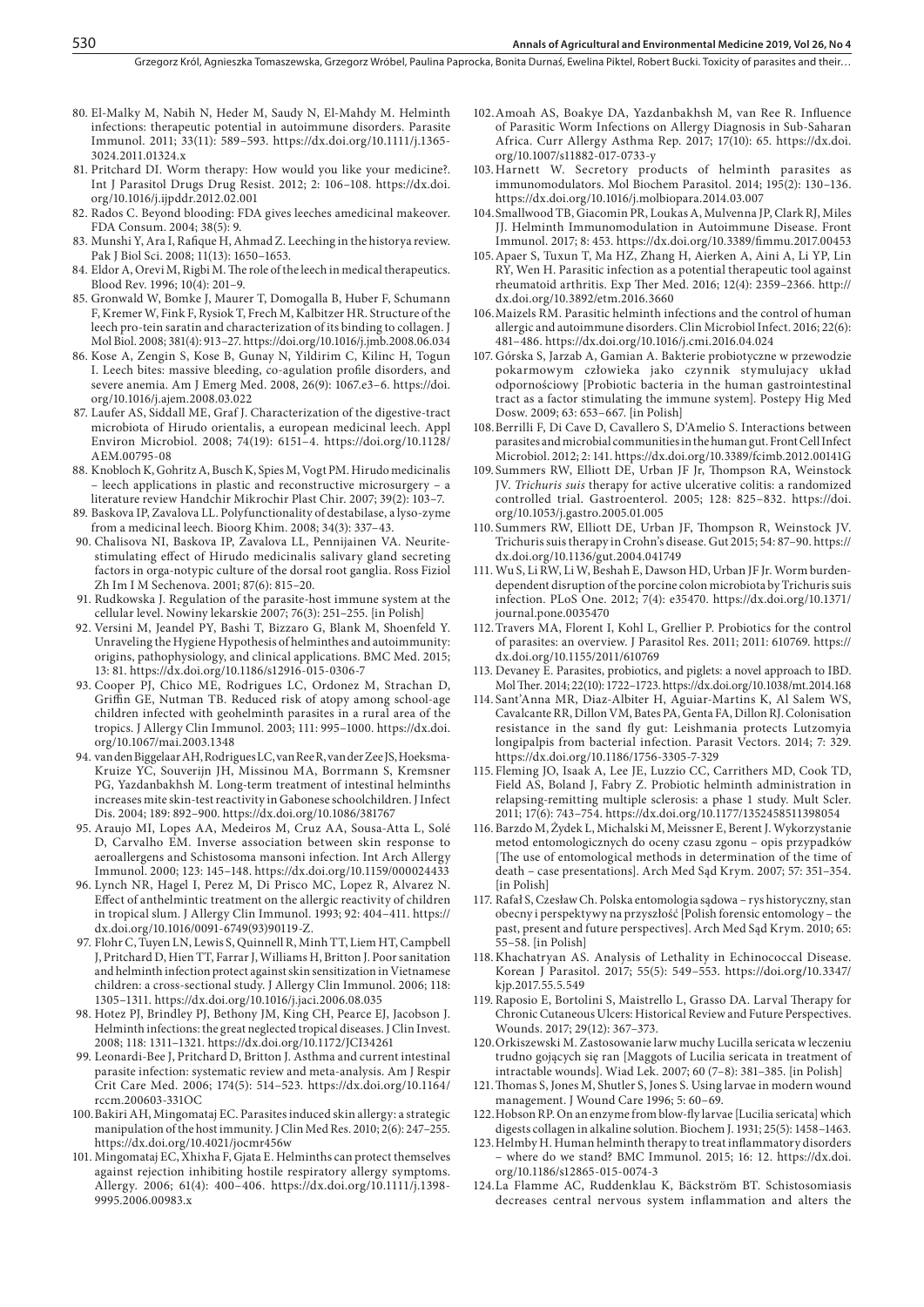80. El-Malky M, Nabih N, Heder M, Saudy N, El-Mahdy M. Helminth infections: therapeutic potential in autoimmune disorders. Parasite Immunol. 2011; 33(11): 589–593. https://dx.doi.org/10.1111/j.1365-3024.2011.01324.x
81. Pritchard DI. Worm therapy: How would you like your medicine?. Int J Parasitol Drugs Drug Resist. 2012; 2: 106–108. https://dx.doi.org/10.1016/j.ijpddr.2012.02.001
82. Rados C. Beyond blooding: FDA gives leeches amedicinal makeover. FDA Consum. 2004; 38(5): 9.
83. Munshi Y, Ara I, Rafique H, Ahmad Z. Leeching in the historya review. Pak J Biol Sci. 2008; 11(13): 1650–1653.
84. Eldor A, Orevi M, Rigbi M. The role of the leech in medical therapeutics. Blood Rev. 1996; 10(4): 201–9.
85. Gronwald W, Bomke J, Maurer T, Domogalla B, Huber F, Schumann F, Kremer W, Fink F, Rysiok T, Frech M, Kalbitzer HR. Structure of the leech pro-tein saratin and characterization of its binding to collagen. J Mol Biol. 2008; 381(4): 913–27. https://doi.org/10.1016/j.jmb.2008.06.034
86. Kose A, Zengin S, Kose B, Gunay N, Yildirim C, Kilinc H, Togun I. Leech bites: massive bleeding, co-agulation profile disorders, and severe anemia. Am J Emerg Med. 2008, 26(9): 1067.e3–6. https://doi.org/10.1016/j.ajem.2008.03.022
87. Laufer AS, Siddall ME, Graf J. Characterization of the digestive-tract microbiota of Hirudo orientalis, a european medicinal leech. Appl Environ Microbiol. 2008; 74(19): 6151–4. https://doi.org/10.1128/AEM.00795-08
88. Knobloch K, Gohritz A, Busch K, Spies M, Vogt PM. Hirudo medicinalis – leech applications in plastic and reconstructive microsurgery – a literature review Handchir Mikrochir Plast Chir. 2007; 39(2): 103–7.
89. Baskova IP, Zavalova LL. Polyfunctionality of destabilase, a lyso-zyme from a medicinal leech. Bioorg Khim. 2008; 34(3): 337–43.
90. Chalisova NI, Baskova IP, Zavalova LL, Pennijainen VA. Neurite-stimulating effect of Hirudo medicinalis salivary gland secreting factors in orga-notypic culture of the dorsal root ganglia. Ross Fiziol Zh Im I M Sechenova. 2001; 87(6): 815–20.
91. Rudkowska J. Regulation of the parasite-host immune system at the cellular level. Nowiny lekarskie 2007; 76(3): 251–255. [in Polish]
92. Versini M, Jeandel PY, Bashi T, Bizzaro G, Blank M, Shoenfeld Y. Unraveling the Hygiene Hypothesis of helminthes and autoimmunity: origins, pathophysiology, and clinical applications. BMC Med. 2015; 13: 81. https://dx.doi.org/10.1186/s12916-015-0306-7
93. Cooper PJ, Chico ME, Rodrigues LC, Ordonez M, Strachan D, Griffin GE, Nutman TB. Reduced risk of atopy among school-age children infected with geohelminth parasites in a rural area of the tropics. J Allergy Clin Immunol. 2003; 111: 995–1000. https://dx.doi.org/10.1067/mai.2003.1348
94. van den Biggelaar AH, Rodrigues LC, van Ree R, van der Zee JS, Hoeksma-Kruize YC, Souverijn JH, Missinou MA, Borrmann S, Kremsner PG, Yazdanbakhsh M. Long-term treatment of intestinal helminths increases mite skin-test reactivity in Gabonese schoolchildren. J Infect Dis. 2004; 189: 892–900. https://dx.doi.org/10.1086/381767
95. Araujo MI, Lopes AA, Medeiros M, Cruz AA, Sousa-Atta L, Solé D, Carvalho EM. Inverse association between skin response to aeroallergens and Schistosoma mansoni infection. Int Arch Allergy Immunol. 2000; 123: 145–148. https://dx.doi.org/10.1159/000024433
96. Lynch NR, Hagel I, Perez M, Di Prisco MC, Lopez R, Alvarez N. Effect of anthelmintic treatment on the allergic reactivity of children in tropical slum. J Allergy Clin Immunol. 1993; 92: 404–411. https://dx.doi.org/10.1016/0091-6749(93)90119-Z.
97. Flohr C, Tuyen LN, Lewis S, Quinnell R, Minh TT, Liem HT, Campbell J, Pritchard D, Hien TT, Farrar J, Williams H, Britton J. Poor sanitation and helminth infection protect against skin sensitization in Vietnamese children: a cross-sectional study. J Allergy Clin Immunol. 2006; 118: 1305–1311. https://dx.doi.org/10.1016/j.jaci.2006.08.035
98. Hotez PJ, Brindley PJ, Bethony JM, King CH, Pearce EJ, Jacobson J. Helminth infections: the great neglected tropical diseases. J Clin Invest. 2008; 118: 1311–1321. https://dx.doi.org/10.1172/JCI34261
99. Leonardi-Bee J, Pritchard D, Britton J. Asthma and current intestinal parasite infection: systematic review and meta-analysis. Am J Respir Crit Care Med. 2006; 174(5): 514–523. https://dx.doi.org/10.1164/rccm.200603-331OC
100. Bakiri AH, Mingomataj EC. Parasites induced skin allergy: a strategic manipulation of the host immunity. J Clin Med Res. 2010; 2(6): 247–255. https://dx.doi.org/10.4021/jocmr456w
101. Mingomataj EC, Xhixha F, Gjata E. Helminths can protect themselves against rejection inhibiting hostile respiratory allergy symptoms. Allergy. 2006; 61(4): 400–406. https://dx.doi.org/10.1111/j.1398-9995.2006.00983.x
102. Amoah AS, Boakye DA, Yazdanbakhsh M, van Ree R. Influence of Parasitic Worm Infections on Allergy Diagnosis in Sub-Saharan Africa. Curr Allergy Asthma Rep. 2017; 17(10): 65. https://dx.doi.org/10.1007/s11882-017-0733-y
103. Harnett W. Secretory products of helminth parasites as immunomodulators. Mol Biochem Parasitol. 2014; 195(2): 130–136. https://dx.doi.org/10.1016/j.molbiopara.2014.03.007
104. Smallwood TB, Giacomin PR, Loukas A, Mulvenna JP, Clark RJ, Miles JJ. Helminth Immunomodulation in Autoimmune Disease. Front Immunol. 2017; 8: 453. https://dx.doi.org/10.3389/fimmu.2017.00453
105. Apaer S, Tuxun T, Ma HZ, Zhang H, Aierken A, Aini A, Li YP, Lin RY, Wen H. Parasitic infection as a potential therapeutic tool against rheumatoid arthritis. Exp Ther Med. 2016; 12(4): 2359–2366. http://dx.doi.org/10.3892/etm.2016.3660
106. Maizels RM. Parasitic helminth infections and the control of human allergic and autoimmune disorders. Clin Microbiol Infect. 2016; 22(6): 481–486. https://dx.doi.org/10.1016/j.cmi.2016.04.024
107. Górska S, Jarzab A, Gamian A. Bakterie probiotyczne w przewodzie pokarmowym człowieka jako czynnik stymulujacy układ odpornościowy [Probiotic bacteria in the human gastrointestinal tract as a factor stimulating the immune system]. Postepy Hig Med Dosw. 2009; 63: 653–667. [in Polish]
108. Berrilli F, Di Cave D, Cavallero S, D'Amelio S. Interactions between parasites and microbial communities in the human gut. Front Cell Infect Microbiol. 2012; 2: 141. https://dx.doi.org/10.3389/fcimb.2012.00141G
109. Summers RW, Elliott DE, Urban JF Jr, Thompson RA, Weinstock JV. *Trichuris suis* therapy for active ulcerative colitis: a randomized controlled trial. Gastroenterol. 2005; 128: 825–832. https://doi.org/10.1053/j.gastro.2005.01.005
110. Summers RW, Elliott DE, Urban JF, Thompson R, Weinstock JV. Trichuris suis therapy in Crohn's disease. Gut 2015; 54: 87–90. https://dx.doi.org/10.1136/gut.2004.041749
111. Wu S, Li RW, Li W, Beshah E, Dawson HD, Urban JF Jr. Worm burden-dependent disruption of the porcine colon microbiota by Trichuris suis infection. PLoS One. 2012; 7(4): e35470. https://dx.doi.org/10.1371/journal.pone.0035470
112. Travers MA, Florent I, Kohl L, Grellier P. Probiotics for the control of parasites: an overview. J Parasitol Res. 2011; 2011: 610769. https://dx.doi.org/10.1155/2011/610769
113. Devaney E. Parasites, probiotics, and piglets: a novel approach to IBD. Mol Ther. 2014; 22(10): 1722–1723. https://dx.doi.org/10.1038/mt.2014.168
114. Sant'Anna MR, Diaz-Albiter H, Aguiar-Martins K, Al Salem WS, Cavalcante RR, Dillon VM, Bates PA, Genta FA, Dillon RJ. Colonisation resistance in the sand fly gut: Leishmania protects Lutzomyia longipalpis from bacterial infection. Parasit Vectors. 2014; 7: 329. https://dx.doi.org/10.1186/1756-3305-7-329
115. Fleming JO, Isaak A, Lee JE, Luzzio CC, Carrithers MD, Cook TD, Field AS, Boland J, Fabry Z. Probiotic helminth administration in relapsing-remitting multiple sclerosis: a phase 1 study. Mult Scler. 2011; 17(6): 743–754. https://dx.doi.org/10.1177/1352458511398054
116. Barzdo M, Żydek L, Michalski M, Meissner E, Berent J. Wykorzystanie metod entomologicznych do oceny czasu zgonu – opis przypadków [The use of entomological methods in determination of the time of death – case presentations]. Arch Med Sąd Krym. 2007; 57: 351–354. [in Polish]
117. Rafał S, Czesław Ch. Polska entomologia sądowa – rys historyczny, stan obecny i perspektywy na przyszłość [Polish forensic entomology – the past, present and future perspectives]. Arch Med Sąd Krym. 2010; 65: 55–58. [in Polish]
118. Khachatryan AS. Analysis of Lethality in Echinococcal Disease. Korean J Parasitol. 2017; 55(5): 549–553. https://doi.org/10.3347/kjp.2017.55.5.549
119. Raposio E, Bortolini S, Maistrello L, Grasso DA. Larval Therapy for Chronic Cutaneous Ulcers: Historical Review and Future Perspectives. Wounds. 2017; 29(12): 367–373.
120. Orkiszewski M. Zastosowanie larw muchy Lucilla sericata w leczeniu trudno gojących się ran [Maggots of Lucilia sericata in treatment of intractable wounds]. Wiad Lek. 2007; 60 (7–8): 381–385. [in Polish]
121. Thomas S, Jones M, Shutler S, Jones S. Using larvae in modern wound management. J Wound Care 1996; 5: 60–69.
122. Hobson RP. On an enzyme from blow-fly larvae [Lucilia sericata] which digests collagen in alkaline solution. Biochem J. 1931; 25(5): 1458–1463.
123. Helmby H. Human helminth therapy to treat inflammatory disorders – where do we stand? BMC Immunol. 2015; 16: 12. https://dx.doi.org/10.1186/s12865-015-0074-3
124. La Flamme AC, Ruddenklau K, Bäckström BT. Schistosomiasis decreases central nervous system inflammation and alters the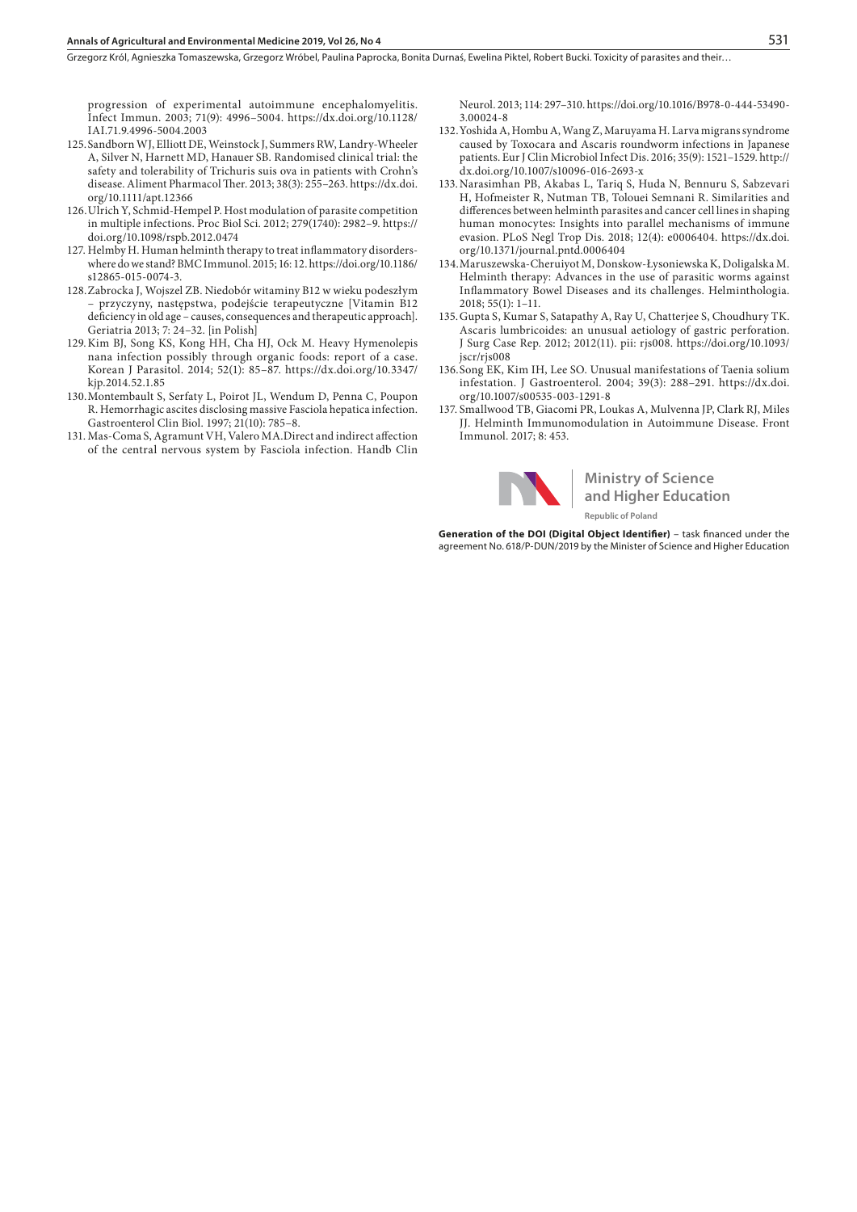progression of experimental autoimmune encephalomyelitis. Infect Immun. 2003; 71(9): 4996–5004. https://dx.doi.org/10.1128/IAI.71.9.4996-5004.2003

125. Sandborn WJ, Elliott DE, Weinstock J, Summers RW, Landry-Wheeler A, Silver N, Harnett MD, Hanauer SB. Randomised clinical trial: the safety and tolerability of Trichuris suis ova in patients with Crohn's disease. Aliment Pharmacol Ther. 2013; 38(3): 255–263. https://dx.doi.org/10.1111/apt.12366
126. Ulrich Y, Schmid-Hempel P. Host modulation of parasite competition in multiple infections. Proc Biol Sci. 2012; 279(1740): 2982–9. https://doi.org/10.1098/rspb.2012.0474
127. Helmby H. Human helminth therapy to treat inflammatory disorders-where do we stand? BMC Immunol. 2015; 16: 12. https://doi.org/10.1186/s12865-015-0074-3.
128. Zabrocka J, Wojszel ZB. Niedobór witaminy B12 w wieku podeszłym – przyczyny, następstwa, podejście terapeutyczne [Vitamin B12 deficiency in old age – causes, consequences and therapeutic approach]. Geriatria 2013; 7: 24–32. [in Polish]
129. Kim BJ, Song KS, Kong HH, Cha HJ, Ock M. Heavy Hymenolepis nana infection possibly through organic foods: report of a case. Korean J Parasitol. 2014; 52(1): 85–87. https://dx.doi.org/10.3347/kjp.2014.52.1.85
130. Montembault S, Serfaty L, Poirot JL, Wendum D, Penna C, Poupon R. Hemorrhagic ascites disclosing massive Fasciola hepatica infection. Gastroenterol Clin Biol. 1997; 21(10): 785–8.
131. Mas-Coma S, Agramunt VH, Valero MA.Direct and indirect affection of the central nervous system by Fasciola infection. Handb Clin Neurol. 2013; 114: 297–310. https://doi.org/10.1016/B978-0-444-53490-3.00024-8
132. Yoshida A, Hombu A, Wang Z, Maruyama H. Larva migrans syndrome caused by Toxocara and Ascaris roundworm infections in Japanese patients. Eur J Clin Microbiol Infect Dis. 2016; 35(9): 1521–1529. http://dx.doi.org/10.1007/s10096-016-2693-x
133. Narasimhan PB, Akabas L, Tariq S, Huda N, Bennuru S, Sabzevari H, Hofmeister R, Nutman TB, Tolouei Semnani R. Similarities and differences between helminth parasites and cancer cell lines in shaping human monocytes: Insights into parallel mechanisms of immune evasion. PLoS Negl Trop Dis. 2018; 12(4): e0006404. https://dx.doi.org/10.1371/journal.pntd.0006404
134. Maruszewska-Cheruiyot M, Donskow-Łysoniewska K, Doligalska M. Helminth therapy: Advances in the use of parasitic worms against Inflammatory Bowel Diseases and its challenges. Helminthologia. 2018; 55(1): 1–11.
135. Gupta S, Kumar S, Satapathy A, Ray U, Chatterjee S, Choudhury TK. Ascaris lumbricoides: an unusual aetiology of gastric perforation. J Surg Case Rep. 2012; 2012(11). pii: rjs008. https://doi.org/10.1093/jscr/rjs008
136. Song EK, Kim IH, Lee SO. Unusual manifestations of Taenia solium infestation. J Gastroenterol. 2004; 39(3): 288–291. https://dx.doi.org/10.1007/s00535-003-1291-8
137. Smallwood TB, Giacomi PR, Loukas A, Mulvenna JP, Clark RJ, Miles JJ. Helminth Immunomodulation in Autoimmune Disease. Front Immunol. 2017; 8: 453.

Ministry of Science and Higher Education
Republic of Poland

**Generation of the DOI (Digital Object Identifier)** – task financed under the agreement No. 618/P-DUN/2019 by the Minister of Science and Higher Education